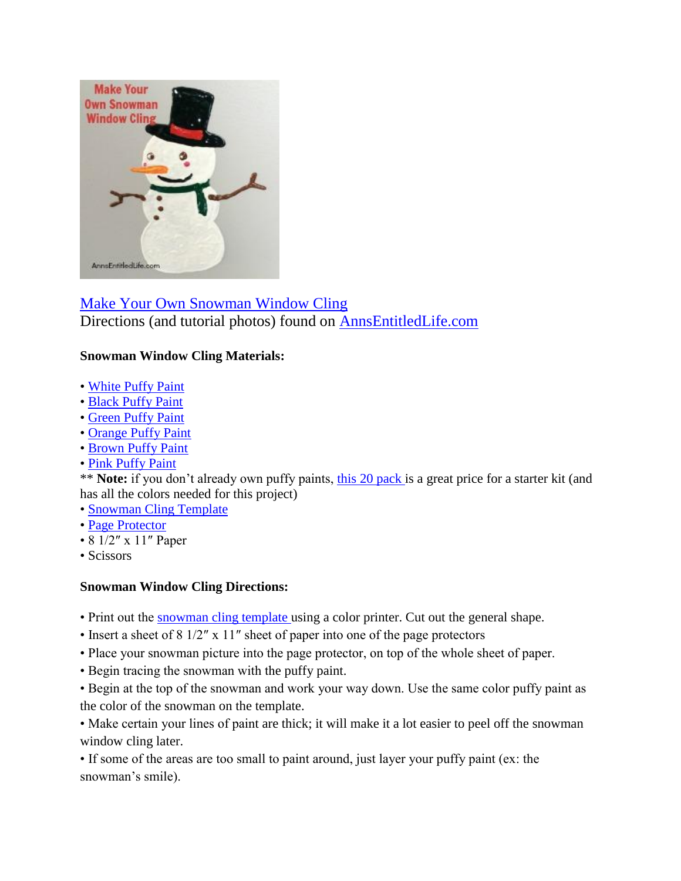[Make Your Own Snowman Window Cling](#)
Directions (and tutorial photos) found on [AnnsEntitledLife.com](#)

**Snowman Window Cling Materials:**

• [White Puffy Paint](#)
• [Black Puffy Paint](#)
• [Green Puffy Paint](#)
• [Orange Puffy Paint](#)
• [Brown Puffy Paint](#)
• [Pink Puffy Paint](#)
** **Note:** if you don't already own puffy paints, [this 20 pack](#) is a great price for a starter kit (and has all the colors needed for this project)
• [Snowman Cling Template](#)
• [Page Protector](#)
• 8 1/2″ x 11″ Paper
• Scissors

**Snowman Window Cling Directions:**

• Print out the [snowman cling template](#) using a color printer. Cut out the general shape.
• Insert a sheet of 8 1/2″ x 11″ sheet of paper into one of the page protectors
• Place your snowman picture into the page protector, on top of the whole sheet of paper.
• Begin tracing the snowman with the puffy paint.
• Begin at the top of the snowman and work your way down. Use the same color puffy paint as the color of the snowman on the template.
• Make certain your lines of paint are thick; it will make it a lot easier to peel off the snowman window cling later.
• If some of the areas are too small to paint around, just layer your puffy paint (ex: the snowman's smile).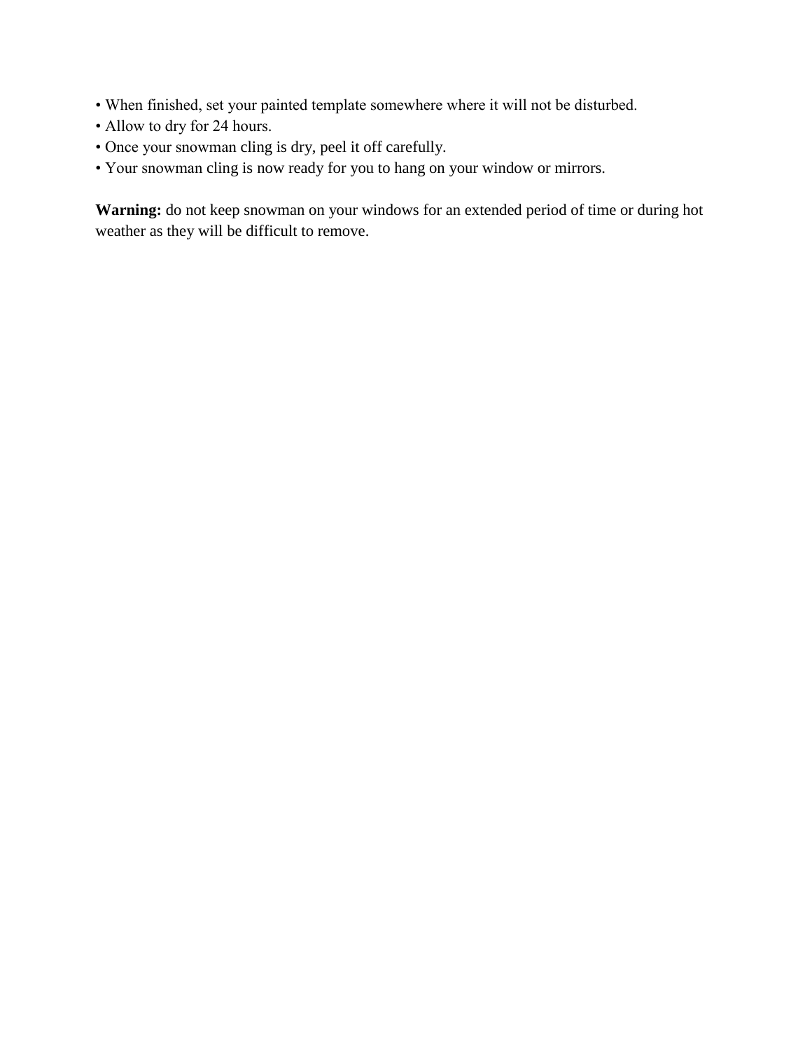- When finished, set your painted template somewhere where it will not be disturbed.
- Allow to dry for 24 hours.
- Once your snowman cling is dry, peel it off carefully.
- Your snowman cling is now ready for you to hang on your window or mirrors.

**Warning:** do not keep snowman on your windows for an extended period of time or during hot weather as they will be difficult to remove.